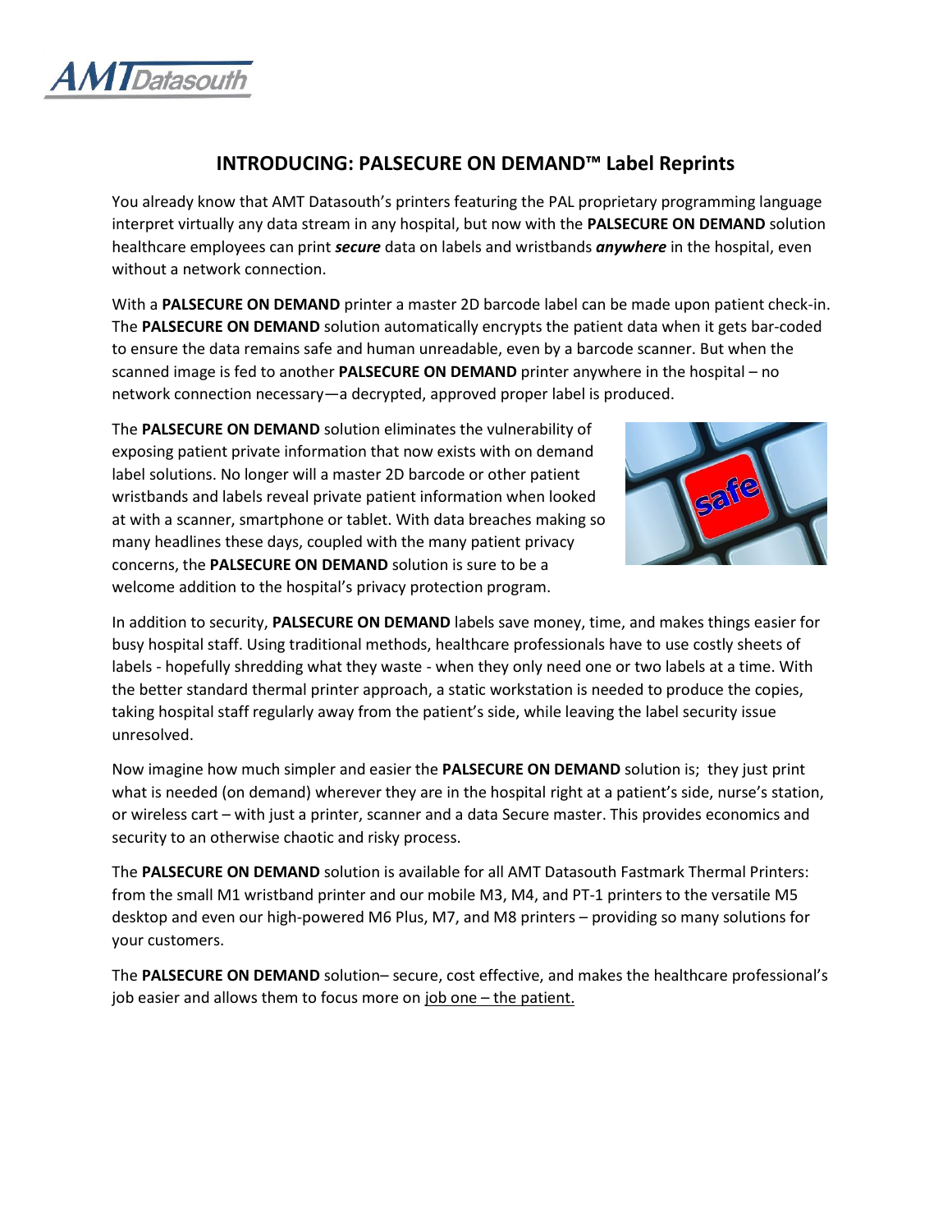# INTRODUCING: PALSECURE ON DEMAND™ Label Reprints

You already know that AMT Datasouth's printers featuring the PAL proprietary programming language interpret virtually any data stream in any hospital, but now with the **PALSECURE ON DEMAND** solution healthcare employees can print ***secure*** data on labels and wristbands ***anywhere*** in the hospital, even without a network connection.

With a **PALSECURE ON DEMAND** printer a master 2D barcode label can be made upon patient check-in. The **PALSECURE ON DEMAND** solution automatically encrypts the patient data when it gets bar-coded to ensure the data remains safe and human unreadable, even by a barcode scanner. But when the scanned image is fed to another **PALSECURE ON DEMAND** printer anywhere in the hospital – no network connection necessary—a decrypted, approved proper label is produced.

The **PALSECURE ON DEMAND** solution eliminates the vulnerability of exposing patient private information that now exists with on demand label solutions. No longer will a master 2D barcode or other patient wristbands and labels reveal private patient information when looked at with a scanner, smartphone or tablet. With data breaches making so many headlines these days, coupled with the many patient privacy concerns, the **PALSECURE ON DEMAND** solution is sure to be a welcome addition to the hospital's privacy protection program.

In addition to security, **PALSECURE ON DEMAND** labels save money, time, and makes things easier for busy hospital staff. Using traditional methods, healthcare professionals have to use costly sheets of labels - hopefully shredding what they waste - when they only need one or two labels at a time. With the better standard thermal printer approach, a static workstation is needed to produce the copies, taking hospital staff regularly away from the patient's side, while leaving the label security issue unresolved.

Now imagine how much simpler and easier the **PALSECURE ON DEMAND** solution is; they just print what is needed (on demand) wherever they are in the hospital right at a patient's side, nurse's station, or wireless cart – with just a printer, scanner and a data Secure master. This provides economics and security to an otherwise chaotic and risky process.

The **PALSECURE ON DEMAND** solution is available for all AMT Datasouth Fastmark Thermal Printers: from the small M1 wristband printer and our mobile M3, M4, and PT-1 printers to the versatile M5 desktop and even our high-powered M6 Plus, M7, and M8 printers – providing so many solutions for your customers.

The **PALSECURE ON DEMAND** solution– secure, cost effective, and makes the healthcare professional's job easier and allows them to focus more on job one – the patient.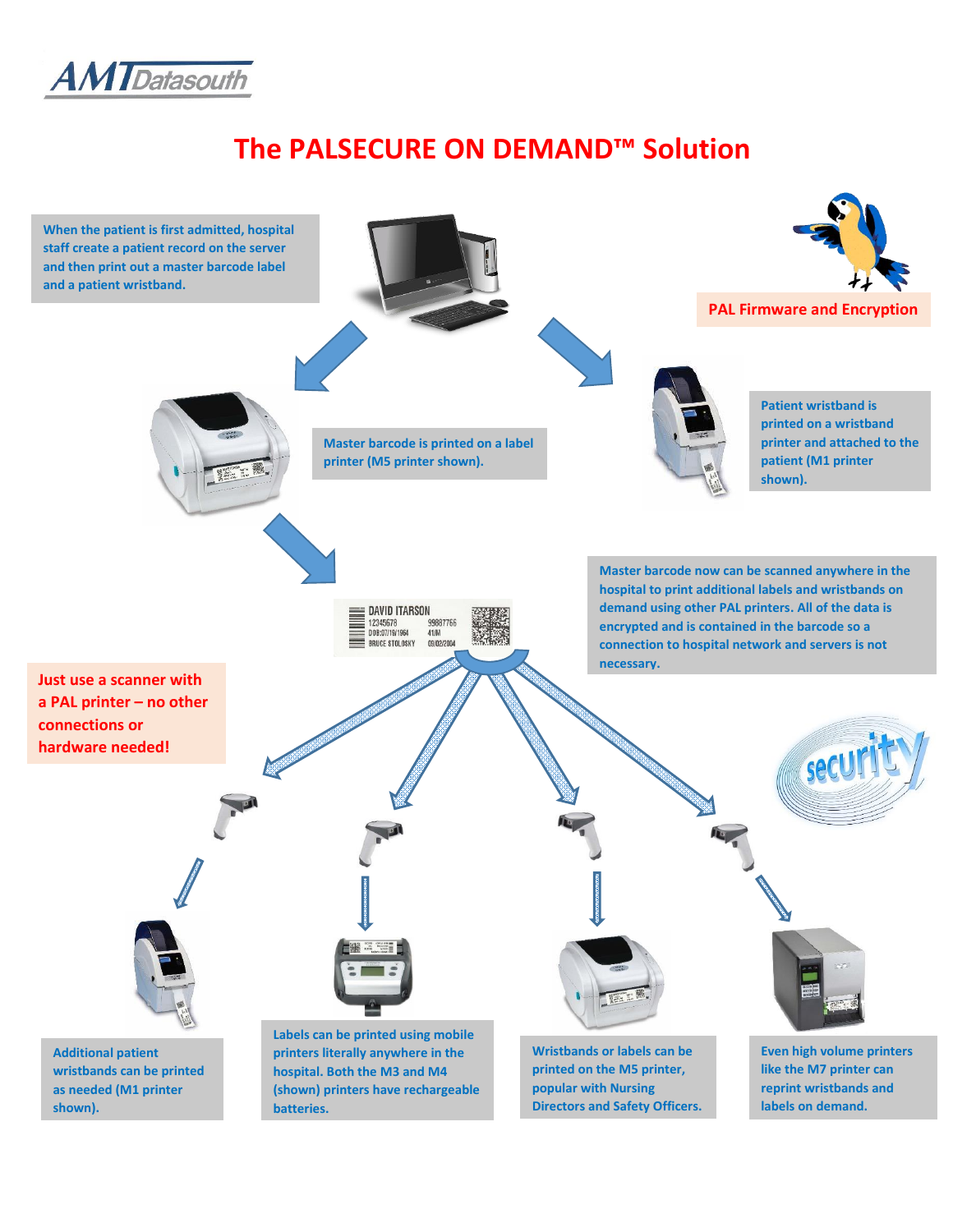AMT Datasouth

# The PALSECURE ON DEMAND™ Solution

When the patient is first admitted, hospital staff create a patient record on the server and then print out a master barcode label and a patient wristband.

PAL Firmware and Encryption

Master barcode is printed on a label printer (M5 printer shown).

Patient wristband is printed on a wristband printer and attached to the patient (M1 printer shown).

DAVID ITARSON
12345678 99887766
DOB:07/19/1964 41/M
BRUCE STOLOSKY 09/02/2004

Master barcode now can be scanned anywhere in the hospital to print additional labels and wristbands on demand using other PAL printers. All of the data is encrypted and is contained in the barcode so a connection to hospital network and servers is not necessary.

Just use a scanner with a PAL printer – no other connections or hardware needed!

security

Additional patient wristbands can be printed as needed (M1 printer shown).

Labels can be printed using mobile printers literally anywhere in the hospital. Both the M3 and M4 (shown) printers have rechargeable batteries.

Wristbands or labels can be printed on the M5 printer, popular with Nursing Directors and Safety Officers.

Even high volume printers like the M7 printer can reprint wristbands and labels on demand.